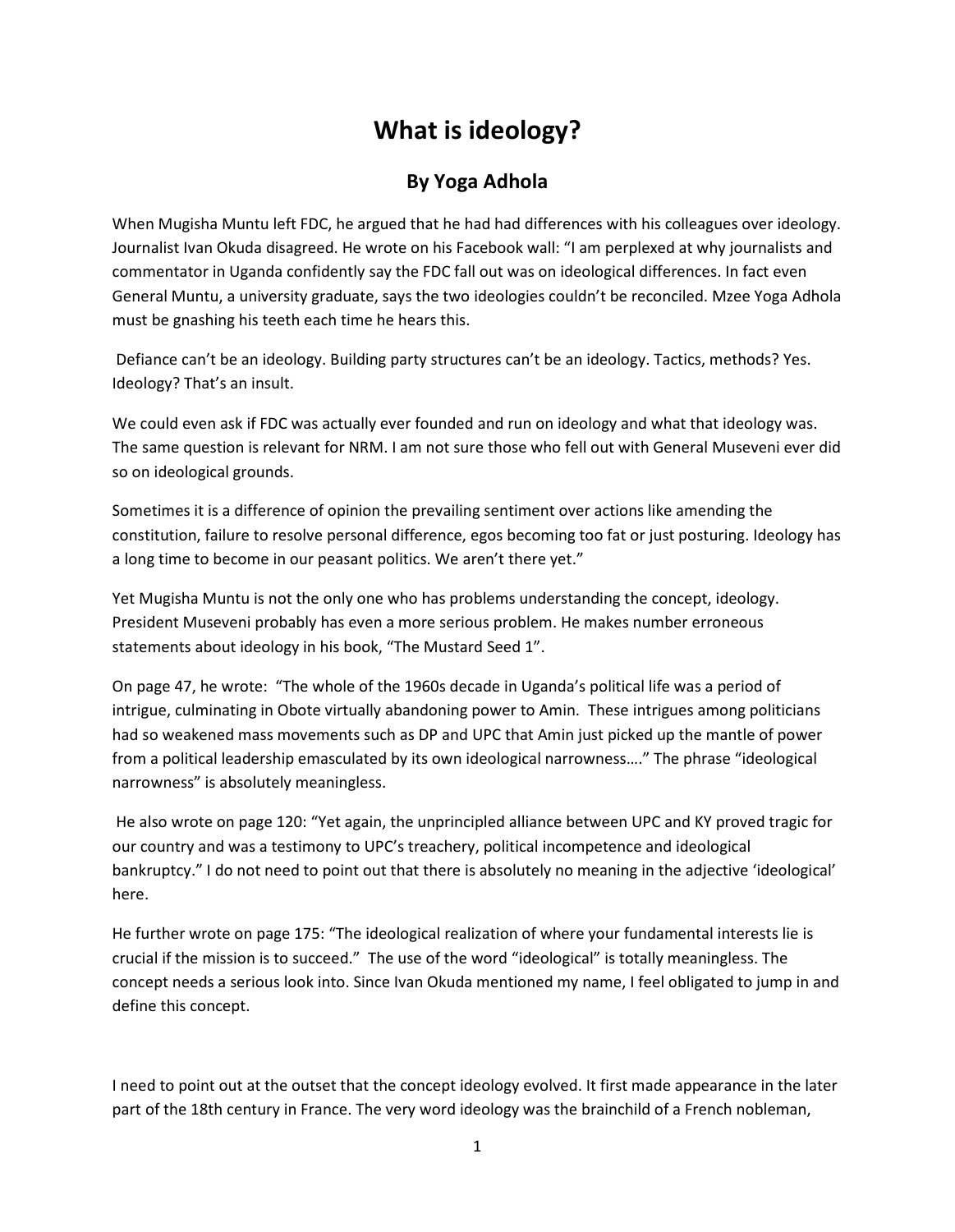# What is ideology?

## By Yoga Adhola

When Mugisha Muntu left FDC, he argued that he had had differences with his colleagues over ideology. Journalist Ivan Okuda disagreed. He wrote on his Facebook wall: "I am perplexed at why journalists and commentator in Uganda confidently say the FDC fall out was on ideological differences. In fact even General Muntu, a university graduate, says the two ideologies couldn't be reconciled. Mzee Yoga Adhola must be gnashing his teeth each time he hears this.

Defiance can't be an ideology. Building party structures can't be an ideology. Tactics, methods? Yes. Ideology? That's an insult.

We could even ask if FDC was actually ever founded and run on ideology and what that ideology was. The same question is relevant for NRM. I am not sure those who fell out with General Museveni ever did so on ideological grounds.

Sometimes it is a difference of opinion the prevailing sentiment over actions like amending the constitution, failure to resolve personal difference, egos becoming too fat or just posturing. Ideology has a long time to become in our peasant politics. We aren't there yet."

Yet Mugisha Muntu is not the only one who has problems understanding the concept, ideology. President Museveni probably has even a more serious problem. He makes number erroneous statements about ideology in his book, "The Mustard Seed 1".

On page 47, he wrote: "The whole of the 1960s decade in Uganda's political life was a period of intrigue, culminating in Obote virtually abandoning power to Amin. These intrigues among politicians had so weakened mass movements such as DP and UPC that Amin just picked up the mantle of power from a political leadership emasculated by its own ideological narrowness…." The phrase "ideological narrowness" is absolutely meaningless.

He also wrote on page 120: "Yet again, the unprincipled alliance between UPC and KY proved tragic for our country and was a testimony to UPC's treachery, political incompetence and ideological bankruptcy." I do not need to point out that there is absolutely no meaning in the adjective 'ideological' here.

He further wrote on page 175: "The ideological realization of where your fundamental interests lie is crucial if the mission is to succeed." The use of the word "ideological" is totally meaningless. The concept needs a serious look into. Since Ivan Okuda mentioned my name, I feel obligated to jump in and define this concept.

I need to point out at the outset that the concept ideology evolved. It first made appearance in the later part of the 18th century in France. The very word ideology was the brainchild of a French nobleman,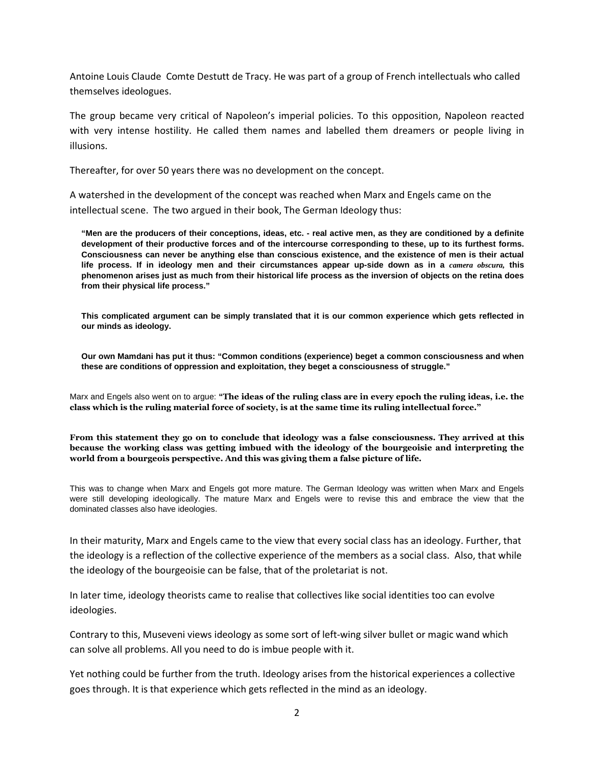Antoine Louis Claude Comte Destutt de Tracy. He was part of a group of French intellectuals who called themselves ideologues.

The group became very critical of Napoleon's imperial policies. To this opposition, Napoleon reacted with very intense hostility. He called them names and labelled them dreamers or people living in illusions.

Thereafter, for over 50 years there was no development on the concept.

A watershed in the development of the concept was reached when Marx and Engels came on the intellectual scene. The two argued in their book, The German Ideology thus:

> **"Men are the producers of their conceptions, ideas, etc. - real active men, as they are conditioned by a definite development of their productive forces and of the intercourse corresponding to these, up to its furthest forms. Consciousness can never be anything else than conscious existence, and the existence of men is their actual life process. If in ideology men and their circumstances appear up-side down as in a *camera obscura,* this phenomenon arises just as much from their historical life process as the inversion of objects on the retina does from their physical life process."**
>
> **This complicated argument can be simply translated that it is our common experience which gets reflected in our minds as ideology.**
>
> **Our own Mamdani has put it thus: "Common conditions (experience) beget a common consciousness and when these are conditions of oppression and exploitation, they beget a consciousness of struggle."**

Marx and Engels also went on to argue: **"The ideas of the ruling class are in every epoch the ruling ideas, i.e. the class which is the ruling material force of society, is at the same time its ruling intellectual force."**

**From this statement they go on to conclude that ideology was a false consciousness. They arrived at this because the working class was getting imbued with the ideology of the bourgeoisie and interpreting the world from a bourgeois perspective. And this was giving them a false picture of life.**

This was to change when Marx and Engels got more mature. The German Ideology was written when Marx and Engels were still developing ideologically. The mature Marx and Engels were to revise this and embrace the view that the dominated classes also have ideologies.

In their maturity, Marx and Engels came to the view that every social class has an ideology. Further, that the ideology is a reflection of the collective experience of the members as a social class. Also, that while the ideology of the bourgeoisie can be false, that of the proletariat is not.

In later time, ideology theorists came to realise that collectives like social identities too can evolve ideologies.

Contrary to this, Museveni views ideology as some sort of left-wing silver bullet or magic wand which can solve all problems. All you need to do is imbue people with it.

Yet nothing could be further from the truth. Ideology arises from the historical experiences a collective goes through. It is that experience which gets reflected in the mind as an ideology.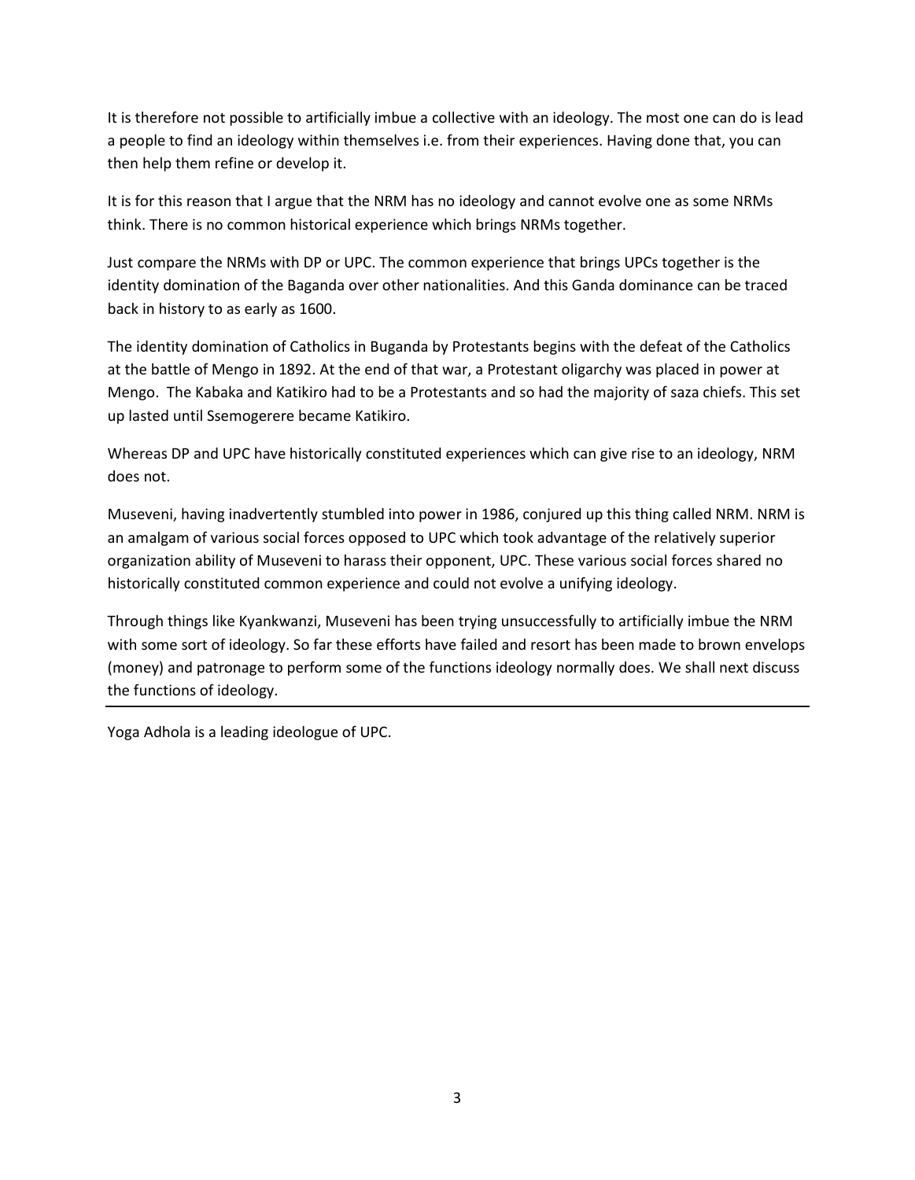It is therefore not possible to artificially imbue a collective with an ideology. The most one can do is lead a people to find an ideology within themselves i.e. from their experiences. Having done that, you can then help them refine or develop it.

It is for this reason that I argue that the NRM has no ideology and cannot evolve one as some NRMs think. There is no common historical experience which brings NRMs together.

Just compare the NRMs with DP or UPC. The common experience that brings UPCs together is the identity domination of the Baganda over other nationalities. And this Ganda dominance can be traced back in history to as early as 1600.

The identity domination of Catholics in Buganda by Protestants begins with the defeat of the Catholics at the battle of Mengo in 1892. At the end of that war, a Protestant oligarchy was placed in power at Mengo. The Kabaka and Katikiro had to be a Protestants and so had the majority of saza chiefs. This set up lasted until Ssemogerere became Katikiro.

Whereas DP and UPC have historically constituted experiences which can give rise to an ideology, NRM does not.

Museveni, having inadvertently stumbled into power in 1986, conjured up this thing called NRM. NRM is an amalgam of various social forces opposed to UPC which took advantage of the relatively superior organization ability of Museveni to harass their opponent, UPC. These various social forces shared no historically constituted common experience and could not evolve a unifying ideology.

Through things like Kyankwanzi, Museveni has been trying unsuccessfully to artificially imbue the NRM with some sort of ideology. So far these efforts have failed and resort has been made to brown envelops (money) and patronage to perform some of the functions ideology normally does. We shall next discuss the functions of ideology.

---

Yoga Adhola is a leading ideologue of UPC.